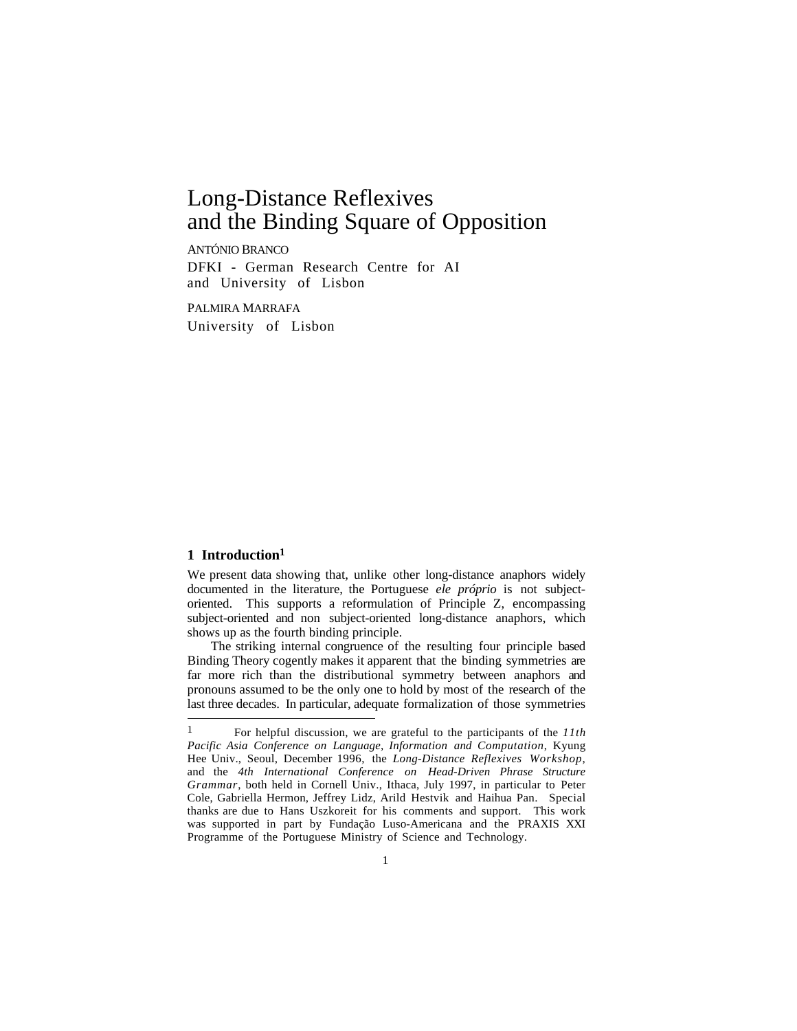# Long-Distance Reflexives and the Binding Square of Opposition

ANTÓNIO BRANCO
DFKI - German Research Centre for AI
and University of Lisbon

PALMIRA MARRAFA
University of Lisbon

## 1 Introduction[1]

We present data showing that, unlike other long-distance anaphors widely documented in the literature, the Portuguese *ele próprio* is not subject-oriented. This supports a reformulation of Principle Z, encompassing subject-oriented and non subject-oriented long-distance anaphors, which shows up as the fourth binding principle.

The striking internal congruence of the resulting four principle based Binding Theory cogently makes it apparent that the binding symmetries are far more rich than the distributional symmetry between anaphors and pronouns assumed to be the only one to hold by most of the research of the last three decades. In particular, adequate formalization of those symmetries

---

[1] For helpful discussion, we are grateful to the participants of the *11th Pacific Asia Conference on Language, Information and Computation*, Kyung Hee Univ., Seoul, December 1996, the *Long-Distance Reflexives Workshop*, and the *4th International Conference on Head-Driven Phrase Structure Grammar*, both held in Cornell Univ., Ithaca, July 1997, in particular to Peter Cole, Gabriella Hermon, Jeffrey Lidz, Arild Hestvik and Haihua Pan. Special thanks are due to Hans Uszkoreit for his comments and support. This work was supported in part by Fundação Luso-Americana and the PRAXIS XXI Programme of the Portuguese Ministry of Science and Technology.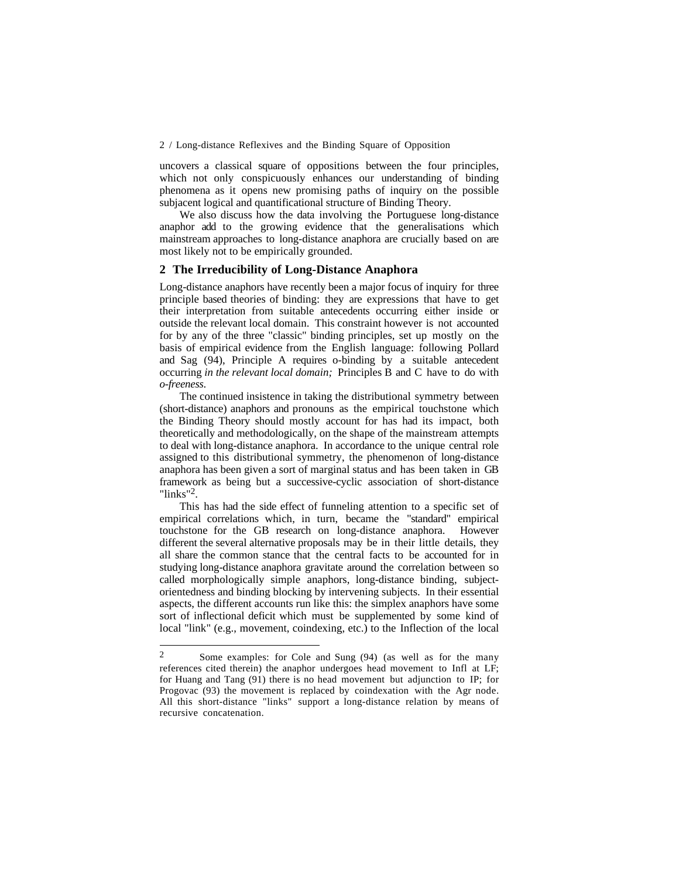uncovers a classical square of oppositions between the four principles, which not only conspicuously enhances our understanding of binding phenomena as it opens new promising paths of inquiry on the possible subjacent logical and quantificational structure of Binding Theory.

We also discuss how the data involving the Portuguese long-distance anaphor add to the growing evidence that the generalisations which mainstream approaches to long-distance anaphora are crucially based on are most likely not to be empirically grounded.

## 2 The Irreducibility of Long-Distance Anaphora

Long-distance anaphors have recently been a major focus of inquiry for three principle based theories of binding: they are expressions that have to get their interpretation from suitable antecedents occurring either inside or outside the relevant local domain. This constraint however is not accounted for by any of the three "classic" binding principles, set up mostly on the basis of empirical evidence from the English language: following Pollard and Sag (94), Principle A requires o-binding by a suitable antecedent occurring *in the relevant local domain;* Principles B and C have to do with *o-freeness*.

The continued insistence in taking the distributional symmetry between (short-distance) anaphors and pronouns as the empirical touchstone which the Binding Theory should mostly account for has had its impact, both theoretically and methodologically, on the shape of the mainstream attempts to deal with long-distance anaphora. In accordance to the unique central role assigned to this distributional symmetry, the phenomenon of long-distance anaphora has been given a sort of marginal status and has been taken in GB framework as being but a successive-cyclic association of short-distance "links"[2].

This has had the side effect of funneling attention to a specific set of empirical correlations which, in turn, became the "standard" empirical touchstone for the GB research on long-distance anaphora. However different the several alternative proposals may be in their little details, they all share the common stance that the central facts to be accounted for in studying long-distance anaphora gravitate around the correlation between so called morphologically simple anaphors, long-distance binding, subject-orientedness and binding blocking by intervening subjects. In their essential aspects, the different accounts run like this: the simplex anaphors have some sort of inflectional deficit which must be supplemented by some kind of local "link" (e.g., movement, coindexing, etc.) to the Inflection of the local

---

[2] Some examples: for Cole and Sung (94) (as well as for the many references cited therein) the anaphor undergoes head movement to Infl at LF; for Huang and Tang (91) there is no head movement but adjunction to IP; for Progovac (93) the movement is replaced by coindexation with the Agr node. All this short-distance "links" support a long-distance relation by means of recursive concatenation.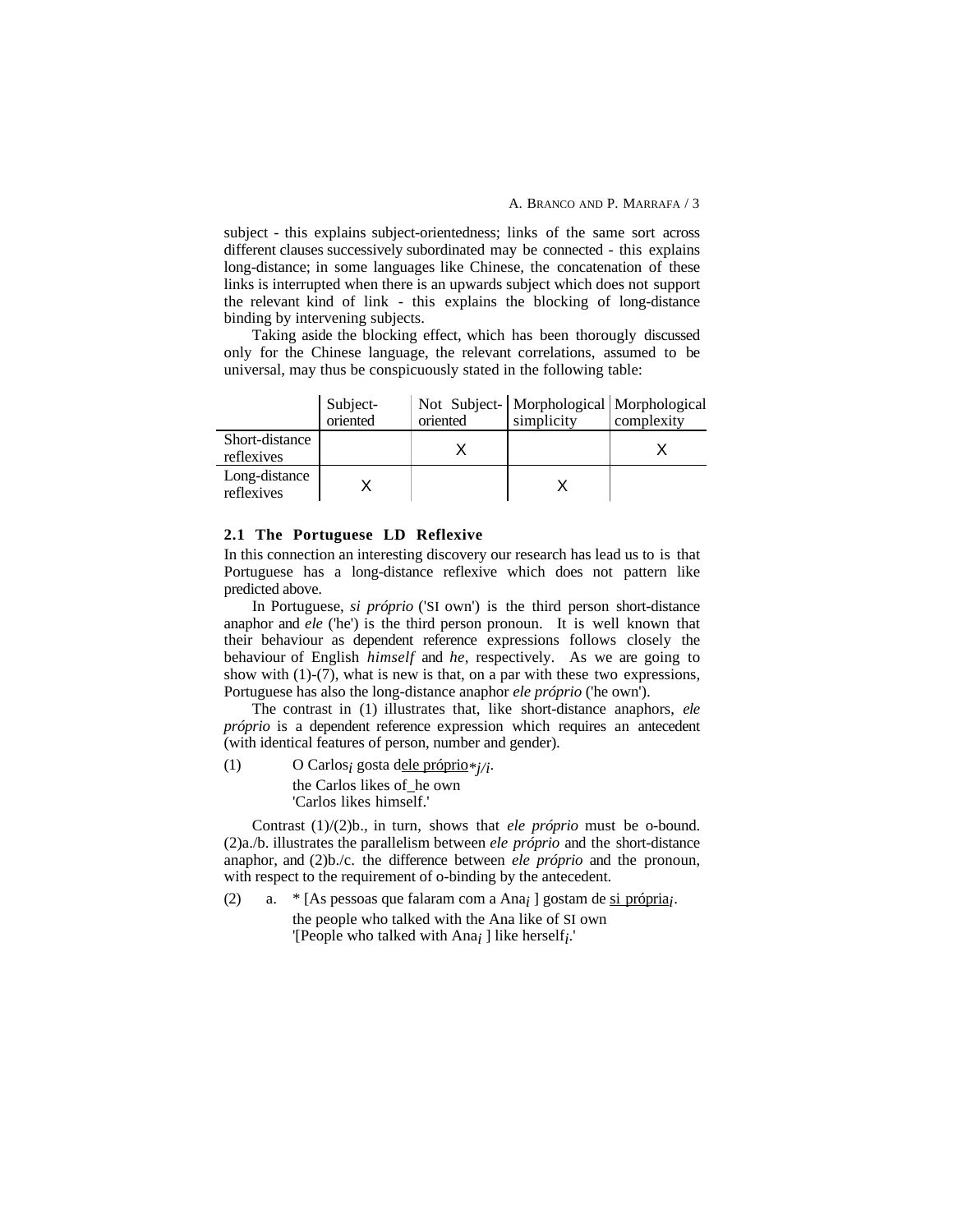subject - this explains subject-orientedness; links of the same sort across different clauses successively subordinated may be connected - this explains long-distance; in some languages like Chinese, the concatenation of these links is interrupted when there is an upwards subject which does not support the relevant kind of link - this explains the blocking of long-distance binding by intervening subjects.

Taking aside the blocking effect, which has been thorougly discussed only for the Chinese language, the relevant correlations, assumed to be universal, may thus be conspicuously stated in the following table:

| | Subject-oriented | Not Subject-oriented | Morphological simplicity | Morphological complexity |
|---|---|---|---|---|
| Short-distance reflexives | | X | | X |
| Long-distance reflexives | X | | X | |

### 2.1 The Portuguese LD Reflexive

In this connection an interesting discovery our research has lead us to is that Portuguese has a long-distance reflexive which does not pattern like predicted above.

In Portuguese, *si próprio* ('SI own') is the third person short-distance anaphor and *ele* ('he') is the third person pronoun. It is well known that their behaviour as dependent reference expressions follows closely the behaviour of English *himself* and *he*, respectively. As we are going to show with (1)-(7), what is new is that, on a par with these two expressions, Portuguese has also the long-distance anaphor *ele próprio* ('he own').

The contrast in (1) illustrates that, like short-distance anaphors, *ele próprio* is a dependent reference expression which requires an antecedent (with identical features of person, number and gender).

(1) O Carlos$_i$ gosta d<u>ele próprio</u>$_{*j/i}$.
the Carlos likes of_he own
'Carlos likes himself.'

Contrast (1)/(2)b., in turn, shows that *ele próprio* must be o-bound. (2)a./b. illustrates the parallelism between *ele próprio* and the short-distance anaphor, and (2)b./c. the difference between *ele próprio* and the pronoun, with respect to the requirement of o-binding by the antecedent.

(2) a. * [As pessoas que falaram com a Ana$_i$ ] gostam de <u>si própria</u>$_i$.
the people who talked with the Ana like of SI own
'[People who talked with Ana$_i$ ] like herself$_i$.'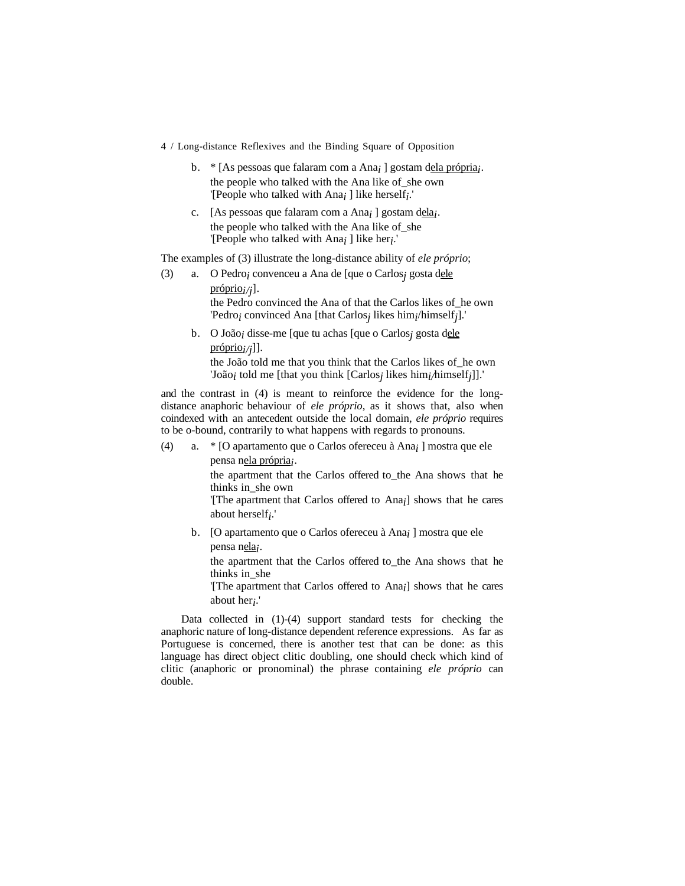b. * [As pessoas que falaram com a Ana$_i$ ] gostam d<u>ela própria</u>$_i$.
   the people who talked with the Ana like of_she own
   '[People who talked with Ana$_i$ ] like herself$_i$.'

c. [As pessoas que falaram com a Ana$_i$ ] gostam d<u>ela</u>$_i$.
   the people who talked with the Ana like of_she
   '[People who talked with Ana$_i$ ] like her$_i$.'

The examples of (3) illustrate the long-distance ability of *ele próprio*;

(3) a. O Pedro$_i$ convenceu a Ana de [que o Carlos$_j$ gosta d<u>ele próprio</u>$_{i/j}$].
   the Pedro convinced the Ana of that the Carlos likes of_he own
   'Pedro$_i$ convinced Ana [that Carlos$_j$ likes him$_i$/himself$_j$].'

b. O João$_i$ disse-me [que tu achas [que o Carlos$_j$ gosta d<u>ele próprio</u>$_{i/j}$]].
   the João told me that you think that the Carlos likes of_he own
   'João$_i$ told me [that you think [Carlos$_j$ likes him$_i$/himself$_j$]].'

and the contrast in (4) is meant to reinforce the evidence for the long-distance anaphoric behaviour of *ele próprio*, as it shows that, also when coindexed with an antecedent outside the local domain, *ele próprio* requires to be o-bound, contrarily to what happens with regards to pronouns.

(4) a. * [O apartamento que o Carlos ofereceu à Ana$_i$ ] mostra que ele pensa n<u>ela própria</u>$_i$.
   the apartment that the Carlos offered to_the Ana shows that he thinks in_she own
   '[The apartment that Carlos offered to Ana$_i$] shows that he cares about herself$_i$.'

b. [O apartamento que o Carlos ofereceu à Ana$_i$ ] mostra que ele pensa n<u>ela</u>$_i$.
   the apartment that the Carlos offered to_the Ana shows that he thinks in_she
   '[The apartment that Carlos offered to Ana$_i$] shows that he cares about her$_i$.'

Data collected in (1)-(4) support standard tests for checking the anaphoric nature of long-distance dependent reference expressions. As far as Portuguese is concerned, there is another test that can be done: as this language has direct object clitic doubling, one should check which kind of clitic (anaphoric or pronominal) the phrase containing *ele próprio* can double.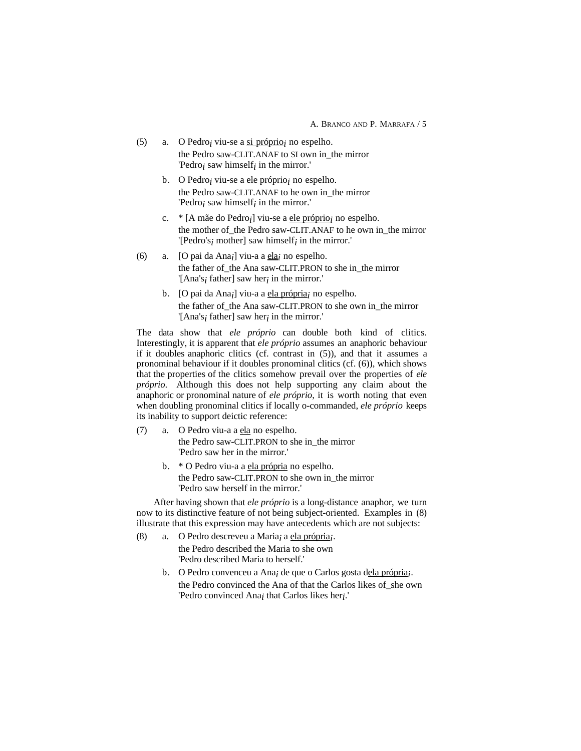(5) a. O Pedro$_i$ viu-se a <u>si próprio</u>$_i$ no espelho.
   the Pedro saw-CLIT.ANAF to SI own in_the mirror
   'Pedro$_i$ saw himself$_i$ in the mirror.'

   b. O Pedro$_i$ viu-se a <u>ele próprio</u>$_i$ no espelho.
   the Pedro saw-CLIT.ANAF to he own in_the mirror
   'Pedro$_i$ saw himself$_i$ in the mirror.'

   c. * [A mãe do Pedro$_i$] viu-se a <u>ele próprio</u>$_i$ no espelho.
   the mother of_the Pedro saw-CLIT.ANAF to he own in_the mirror
   '[Pedro's$_i$ mother] saw himself$_i$ in the mirror.'

(6) a. [O pai da Ana$_i$] viu-a a <u>ela</u>$_i$ no espelho.
   the father of_the Ana saw-CLIT.PRON to she in_the mirror
   '[Ana's$_i$ father] saw her$_i$ in the mirror.'

   b. [O pai da Ana$_i$] viu-a a <u>ela própria</u>$_i$ no espelho.
   the father of_the Ana saw-CLIT.PRON to she own in_the mirror
   '[Ana's$_i$ father] saw her$_i$ in the mirror.'

The data show that *ele próprio* can double both kind of clitics. Interestingly, it is apparent that *ele próprio* assumes an anaphoric behaviour if it doubles anaphoric clitics (cf. contrast in (5)), and that it assumes a pronominal behaviour if it doubles pronominal clitics (cf. (6)), which shows that the properties of the clitics somehow prevail over the properties of *ele próprio*. Although this does not help supporting any claim about the anaphoric or pronominal nature of *ele próprio*, it is worth noting that even when doubling pronominal clitics if locally o-commanded, *ele próprio* keeps its inability to support deictic reference:

(7) a. O Pedro viu-a a <u>ela</u> no espelho.
   the Pedro saw-CLIT.PRON to she in_the mirror
   'Pedro saw her in the mirror.'

   b. * O Pedro viu-a a <u>ela própria</u> no espelho.
   the Pedro saw-CLIT.PRON to she own in_the mirror
   'Pedro saw herself in the mirror.'

After having shown that *ele próprio* is a long-distance anaphor, we turn now to its distinctive feature of not being subject-oriented. Examples in (8) illustrate that this expression may have antecedents which are not subjects:

(8) a. O Pedro descreveu a Maria$_i$ a <u>ela própria</u>$_i$.
   the Pedro described the Maria to she own
   'Pedro described Maria to herself.'

   b. O Pedro convenceu a Ana$_i$ de que o Carlos gosta d<u>ela própria</u>$_i$.
   the Pedro convinced the Ana of that the Carlos likes of_she own
   'Pedro convinced Ana$_i$ that Carlos likes her$_i$.'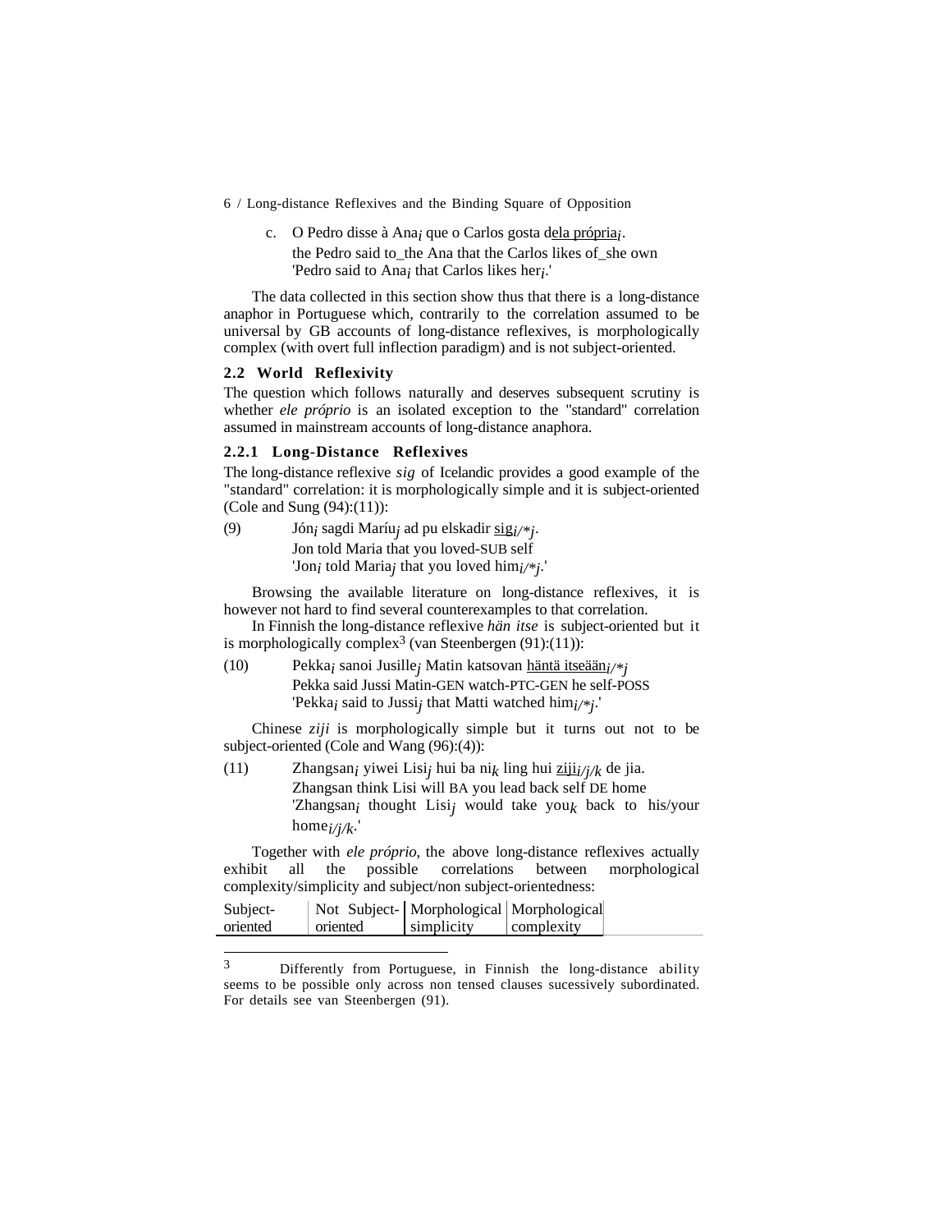c. O Pedro disse à Ana$_i$ que o Carlos gosta dela própria$_i$.
the Pedro said to_the Ana that the Carlos likes of_she own
'Pedro said to Ana$_i$ that Carlos likes her$_i$.'

The data collected in this section show thus that there is a long-distance anaphor in Portuguese which, contrarily to the correlation assumed to be universal by GB accounts of long-distance reflexives, is morphologically complex (with overt full inflection paradigm) and is not subject-oriented.

## 2.2 World Reflexivity

The question which follows naturally and deserves subsequent scrutiny is whether *ele próprio* is an isolated exception to the "standard" correlation assumed in mainstream accounts of long-distance anaphora.

### 2.2.1 Long-Distance Reflexives

The long-distance reflexive *sig* of Icelandic provides a good example of the "standard" correlation: it is morphologically simple and it is subject-oriented (Cole and Sung (94):(11)):

(9) Jón$_i$ sagdi Maríu$_j$ ad pu elskadir sig$_{i/*j}$.
Jon told Maria that you loved-SUB self
'Jon$_i$ told Maria$_j$ that you loved him$_{i/*j}$.'

Browsing the available literature on long-distance reflexives, it is however not hard to find several counterexamples to that correlation.

In Finnish the long-distance reflexive *hän itse* is subject-oriented but it is morphologically complex[3] (van Steenbergen (91):(11)):

(10) Pekka$_i$ sanoi Jusille$_j$ Matin katsovan häntä itseään$_{i/*j}$
Pekka said Jussi Matin-GEN watch-PTC-GEN he self-POSS
'Pekka$_i$ said to Jussi$_j$ that Matti watched him$_{i/*j}$.'

Chinese *ziji* is morphologically simple but it turns out not to be subject-oriented (Cole and Wang (96):(4)):

(11) Zhangsan$_i$ yiwei Lisi$_j$ hui ba ni$_k$ ling hui ziji$_{i/j/k}$ de jia.
Zhangsan think Lisi will BA you lead back self DE home
'Zhangsan$_i$ thought Lisi$_j$ would take you$_k$ back to his/your home$_{i/j/k}$.'

Together with *ele próprio*, the above long-distance reflexives actually exhibit all the possible correlations between morphological complexity/simplicity and subject/non subject-orientedness:

| Subject-oriented | Not Subject-oriented | Morphological simplicity | Morphological complexity |
|---|---|---|---|

[3] Differently from Portuguese, in Finnish the long-distance ability seems to be possible only across non tensed clauses sucessively subordinated. For details see van Steenbergen (91).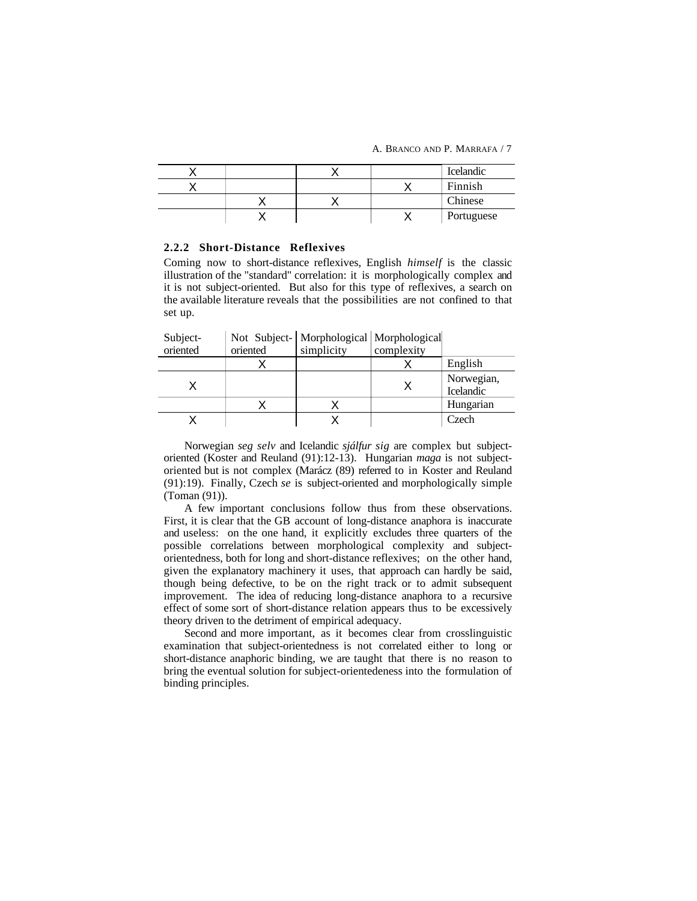| | | | | |
|---|---|---|---|---|
| X | | X | | Icelandic |
| X | | | X | Finnish |
| | X | X | | Chinese |
| | X | | X | Portuguese |

### 2.2.2 Short-Distance Reflexives

Coming now to short-distance reflexives, English *himself* is the classic illustration of the "standard" correlation: it is morphologically complex and it is not subject-oriented. But also for this type of reflexives, a search on the available literature reveals that the possibilities are not confined to that set up.

| Subject-oriented | Not Subject-oriented | Morphological simplicity | Morphological complexity | |
|---|---|---|---|---|
| | X | | X | English |
| X | | | X | Norwegian, Icelandic |
| | X | X | | Hungarian |
| X | | X | | Czech |

Norwegian *seg selv* and Icelandic *sjálfur sig* are complex but subject-oriented (Koster and Reuland (91):12-13). Hungarian *maga* is not subject-oriented but is not complex (Marácz (89) referred to in Koster and Reuland (91):19). Finally, Czech *se* is subject-oriented and morphologically simple (Toman (91)).

A few important conclusions follow thus from these observations. First, it is clear that the GB account of long-distance anaphora is inaccurate and useless: on the one hand, it explicitly excludes three quarters of the possible correlations between morphological complexity and subject-orientedness, both for long and short-distance reflexives; on the other hand, given the explanatory machinery it uses, that approach can hardly be said, though being defective, to be on the right track or to admit subsequent improvement. The idea of reducing long-distance anaphora to a recursive effect of some sort of short-distance relation appears thus to be excessively theory driven to the detriment of empirical adequacy.

Second and more important, as it becomes clear from crosslinguistic examination that subject-orientedness is not correlated either to long or short-distance anaphoric binding, we are taught that there is no reason to bring the eventual solution for subject-orientedeness into the formulation of binding principles.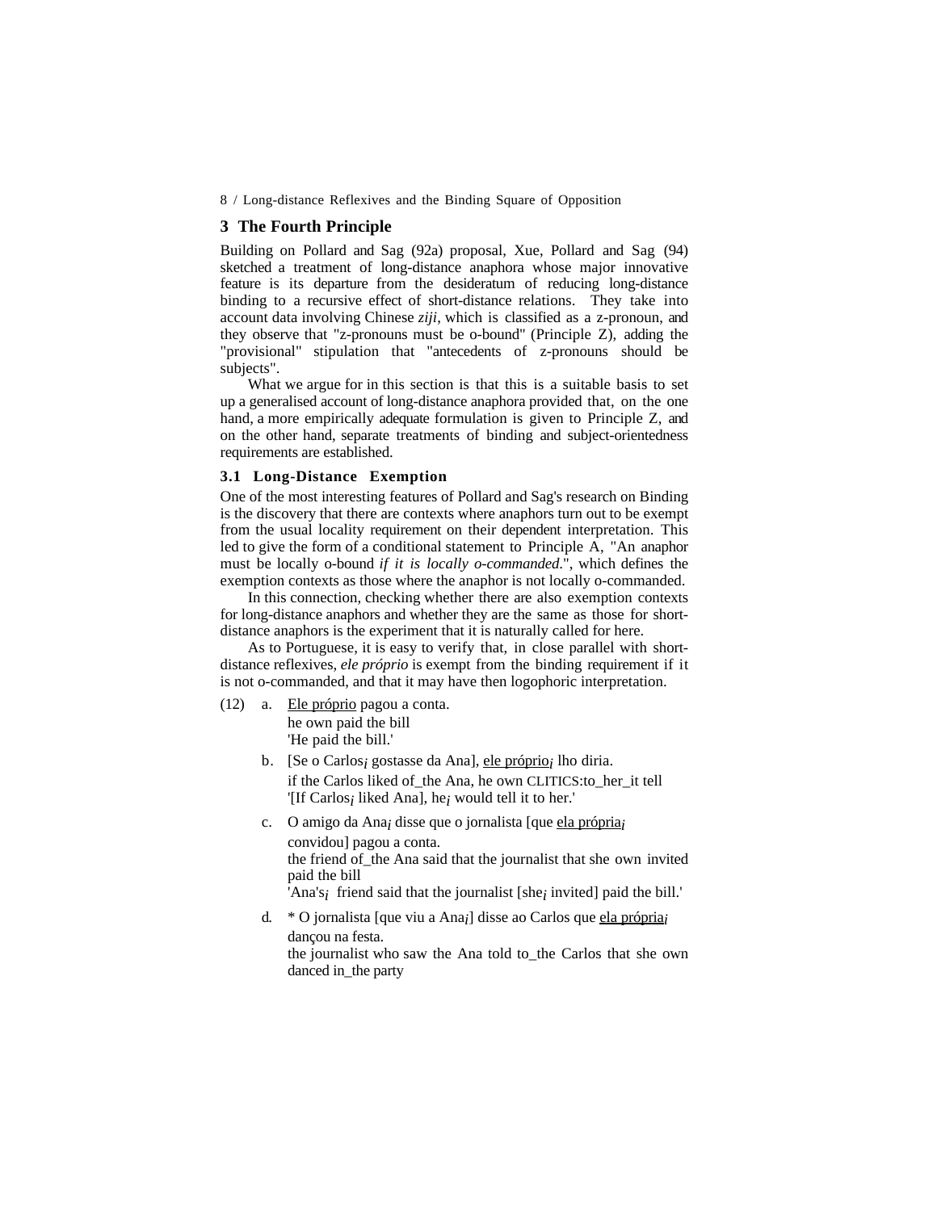## 3 The Fourth Principle

Building on Pollard and Sag (92a) proposal, Xue, Pollard and Sag (94) sketched a treatment of long-distance anaphora whose major innovative feature is its departure from the desideratum of reducing long-distance binding to a recursive effect of short-distance relations. They take into account data involving Chinese *ziji*, which is classified as a z-pronoun, and they observe that "z-pronouns must be o-bound" (Principle Z), adding the "provisional" stipulation that "antecedents of z-pronouns should be subjects".

What we argue for in this section is that this is a suitable basis to set up a generalised account of long-distance anaphora provided that, on the one hand, a more empirically adequate formulation is given to Principle Z, and on the other hand, separate treatments of binding and subject-orientedness requirements are established.

### 3.1 Long-Distance Exemption

One of the most interesting features of Pollard and Sag's research on Binding is the discovery that there are contexts where anaphors turn out to be exempt from the usual locality requirement on their dependent interpretation. This led to give the form of a conditional statement to Principle A, "An anaphor must be locally o-bound *if it is locally o-commanded*.", which defines the exemption contexts as those where the anaphor is not locally o-commanded.

In this connection, checking whether there are also exemption contexts for long-distance anaphors and whether they are the same as those for short-distance anaphors is the experiment that it is naturally called for here.

As to Portuguese, it is easy to verify that, in close parallel with short-distance reflexives, *ele próprio* is exempt from the binding requirement if it is not o-commanded, and that it may have then logophoric interpretation.

(12) a. <u>Ele próprio</u> pagou a conta.
he own paid the bill
'He paid the bill.'

b. [Se o Carlos$_i$ gostasse da Ana], <u>ele próprio</u>$_i$ lho diria.
if the Carlos liked of_the Ana, he own CLITICS:to_her_it tell
'[If Carlos$_i$ liked Ana], he$_i$ would tell it to her.'

c. O amigo da Ana$_i$ disse que o jornalista [que <u>ela própria</u>$_i$ convidou] pagou a conta.
the friend of_the Ana said that the journalist that she own invited paid the bill
'Ana's$_i$ friend said that the journalist [she$_i$ invited] paid the bill.'

d. * O jornalista [que viu a Ana$_i$] disse ao Carlos que <u>ela própria</u>$_i$ dançou na festa.
the journalist who saw the Ana told to_the Carlos that she own danced in_the party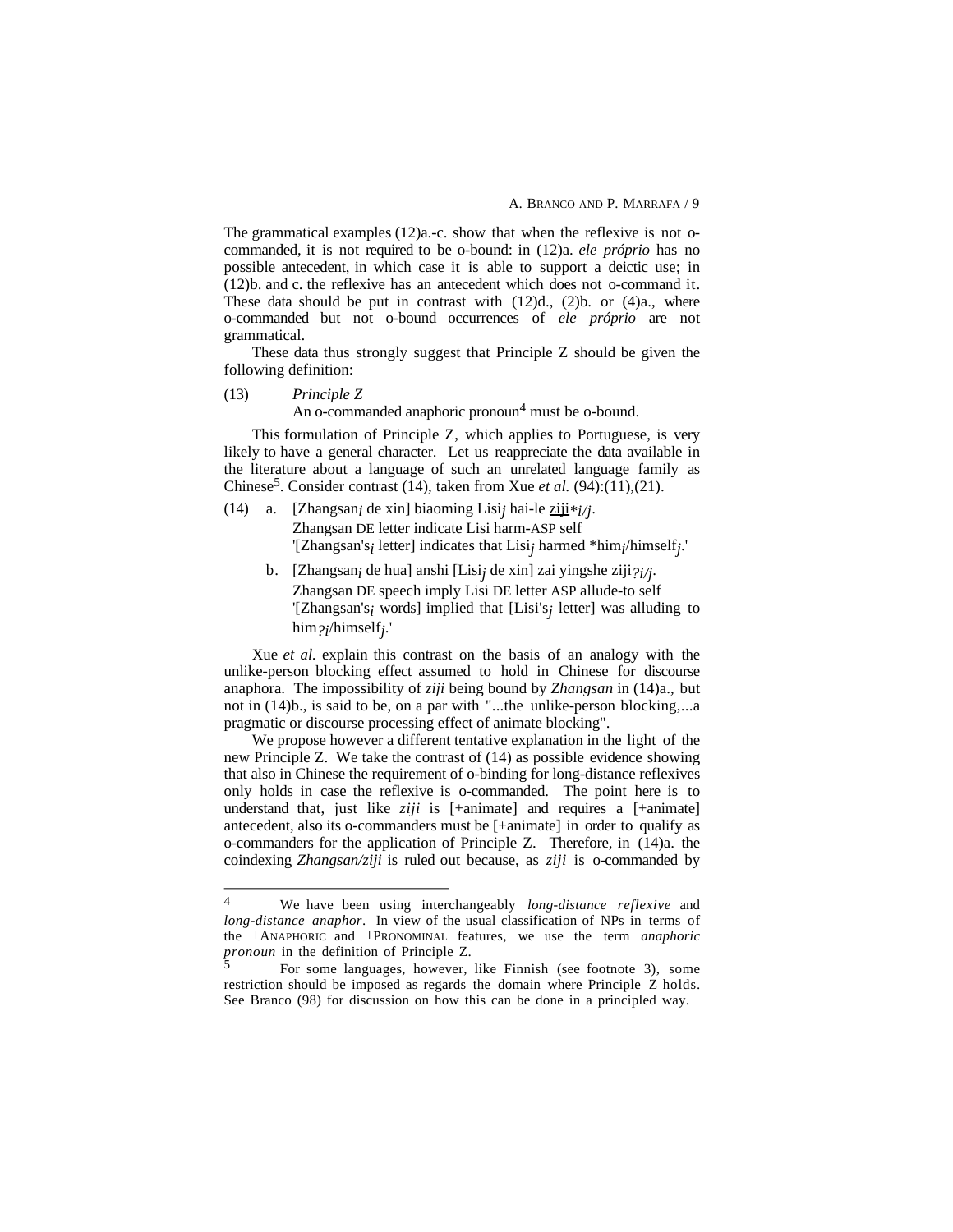The grammatical examples (12)a.-c. show that when the reflexive is not o-commanded, it is not required to be o-bound: in (12)a. *ele próprio* has no possible antecedent, in which case it is able to support a deictic use; in (12)b. and c. the reflexive has an antecedent which does not o-command it. These data should be put in contrast with (12)d., (2)b. or (4)a., where o-commanded but not o-bound occurrences of *ele próprio* are not grammatical.

These data thus strongly suggest that Principle Z should be given the following definition:

(13) *Principle Z*
An o-commanded anaphoric pronoun[4] must be o-bound.

This formulation of Principle Z, which applies to Portuguese, is very likely to have a general character. Let us reappreciate the data available in the literature about a language of such an unrelated language family as Chinese[5]. Consider contrast (14), taken from Xue *et al.* (94):(11),(21).

(14) a. [Zhangsan$_i$ de xin] biaoming Lisi$_j$ hai-le ziji$_{*i/j}$.
Zhangsan DE letter indicate Lisi harm-ASP self
'[Zhangsan's$_i$ letter] indicates that Lisi$_j$ harmed *him$_i$/himself$_j$.'

b. [Zhangsan$_i$ de hua] anshi [Lisi$_j$ de xin] zai yingshe ziji$_{?i/j}$.
Zhangsan DE speech imply Lisi DE letter ASP allude-to self
'[Zhangsan's$_i$ words] implied that [Lisi's$_j$ letter] was alluding to him$_{?i}$/himself$_j$.'

Xue *et al.* explain this contrast on the basis of an analogy with the unlike-person blocking effect assumed to hold in Chinese for discourse anaphora. The impossibility of *ziji* being bound by *Zhangsan* in (14)a., but not in (14)b., is said to be, on a par with "...the unlike-person blocking,...a pragmatic or discourse processing effect of animate blocking".

We propose however a different tentative explanation in the light of the new Principle Z. We take the contrast of (14) as possible evidence showing that also in Chinese the requirement of o-binding for long-distance reflexives only holds in case the reflexive is o-commanded. The point here is to understand that, just like *ziji* is [+animate] and requires a [+animate] antecedent, also its o-commanders must be [+animate] in order to qualify as o-commanders for the application of Principle Z. Therefore, in (14)a. the coindexing *Zhangsan/ziji* is ruled out because, as *ziji* is o-commanded by

---

[4] We have been using interchangeably *long-distance reflexive* and *long-distance anaphor*. In view of the usual classification of NPs in terms of the ±ANAPHORIC and ±PRONOMINAL features, we use the term *anaphoric pronoun* in the definition of Principle Z.

[5] For some languages, however, like Finnish (see footnote 3), some restriction should be imposed as regards the domain where Principle Z holds. See Branco (98) for discussion on how this can be done in a principled way.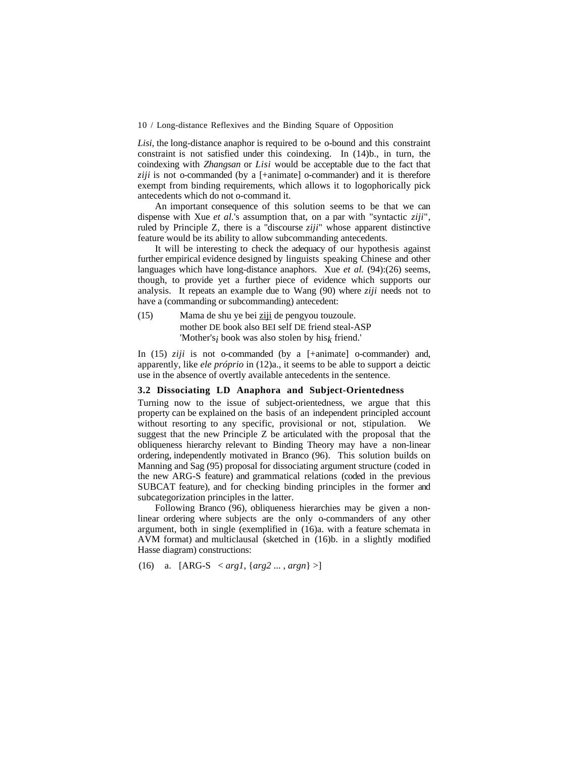*Lisi*, the long-distance anaphor is required to be o-bound and this constraint constraint is not satisfied under this coindexing. In (14)b., in turn, the coindexing with *Zhangsan* or *Lisi* would be acceptable due to the fact that *ziji* is not o-commanded (by a [+animate] o-commander) and it is therefore exempt from binding requirements, which allows it to logophorically pick antecedents which do not o-command it.

An important consequence of this solution seems to be that we can dispense with Xue *et al.*'s assumption that, on a par with "syntactic *ziji*", ruled by Principle Z, there is a "discourse *ziji*" whose apparent distinctive feature would be its ability to allow subcommanding antecedents.

It will be interesting to check the adequacy of our hypothesis against further empirical evidence designed by linguists speaking Chinese and other languages which have long-distance anaphors. Xue *et al.* (94):(26) seems, though, to provide yet a further piece of evidence which supports our analysis. It repeats an example due to Wang (90) where *ziji* needs not to have a (commanding or subcommanding) antecedent:

(15) Mama de shu ye bei <u>ziji</u> de pengyou touzoule.
mother DE book also BEI self DE friend steal-ASP
'Mother's$_i$ book was also stolen by his$_k$ friend.'

In (15) *ziji* is not o-commanded (by a [+animate] o-commander) and, apparently, like *ele próprio* in (12)a., it seems to be able to support a deictic use in the absence of overtly available antecedents in the sentence.

### 3.2 Dissociating LD Anaphora and Subject-Orientedness

Turning now to the issue of subject-orientedness, we argue that this property can be explained on the basis of an independent principled account without resorting to any specific, provisional or not, stipulation. We suggest that the new Principle Z be articulated with the proposal that the obliqueness hierarchy relevant to Binding Theory may have a non-linear ordering, independently motivated in Branco (96). This solution builds on Manning and Sag (95) proposal for dissociating argument structure (coded in the new ARG-S feature) and grammatical relations (coded in the previous SUBCAT feature), and for checking binding principles in the former and subcategorization principles in the latter.

Following Branco (96), obliqueness hierarchies may be given a non-linear ordering where subjects are the only o-commanders of any other argument, both in single (exemplified in (16)a. with a feature schemata in AVM format) and multiclausal (sketched in (16)b. in a slightly modified Hasse diagram) constructions:

(16) a. [ARG-S < *arg1*, {*arg2* ... , *argn*} >]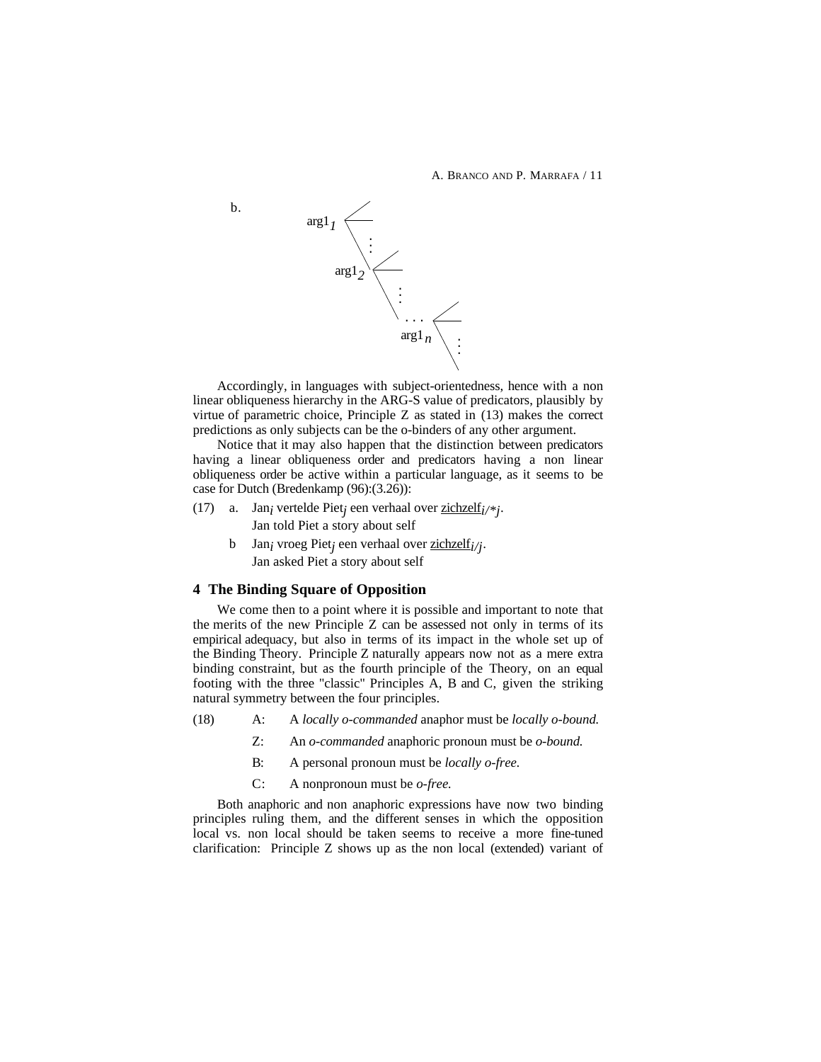b.

```
arg1_1 <
        \
         ⋮
          arg1_2 <
                 \
                  ⋮
                   . . . <
                   arg1_n \
                           ⋮
```

Accordingly, in languages with subject-orientedness, hence with a non linear obliqueness hierarchy in the ARG-S value of predicators, plausibly by virtue of parametric choice, Principle Z as stated in (13) makes the correct predictions as only subjects can be the o-binders of any other argument.

Notice that it may also happen that the distinction between predicators having a linear obliqueness order and predicators having a non linear obliqueness order be active within a particular language, as it seems to be case for Dutch (Bredenkamp (96):(3.26)):

(17) a. Jan$_i$ vertelde Piet$_j$ een verhaal over <u>zichzelf</u>$_{i/*j}$.
Jan told Piet a story about self

b Jan$_i$ vroeg Piet$_j$ een verhaal over <u>zichzelf</u>$_{i/j}$.
Jan asked Piet a story about self

## 4 The Binding Square of Opposition

We come then to a point where it is possible and important to note that the merits of the new Principle Z can be assessed not only in terms of its empirical adequacy, but also in terms of its impact in the whole set up of the Binding Theory. Principle Z naturally appears now not as a mere extra binding constraint, but as the fourth principle of the Theory, on an equal footing with the three "classic" Principles A, B and C, given the striking natural symmetry between the four principles.

(18) A: A *locally o-commanded* anaphor must be *locally o-bound.*

Z: An *o-commanded* anaphoric pronoun must be *o-bound.*

B: A personal pronoun must be *locally o-free.*

C: A nonpronoun must be *o-free.*

Both anaphoric and non anaphoric expressions have now two binding principles ruling them, and the different senses in which the opposition local vs. non local should be taken seems to receive a more fine-tuned clarification: Principle Z shows up as the non local (extended) variant of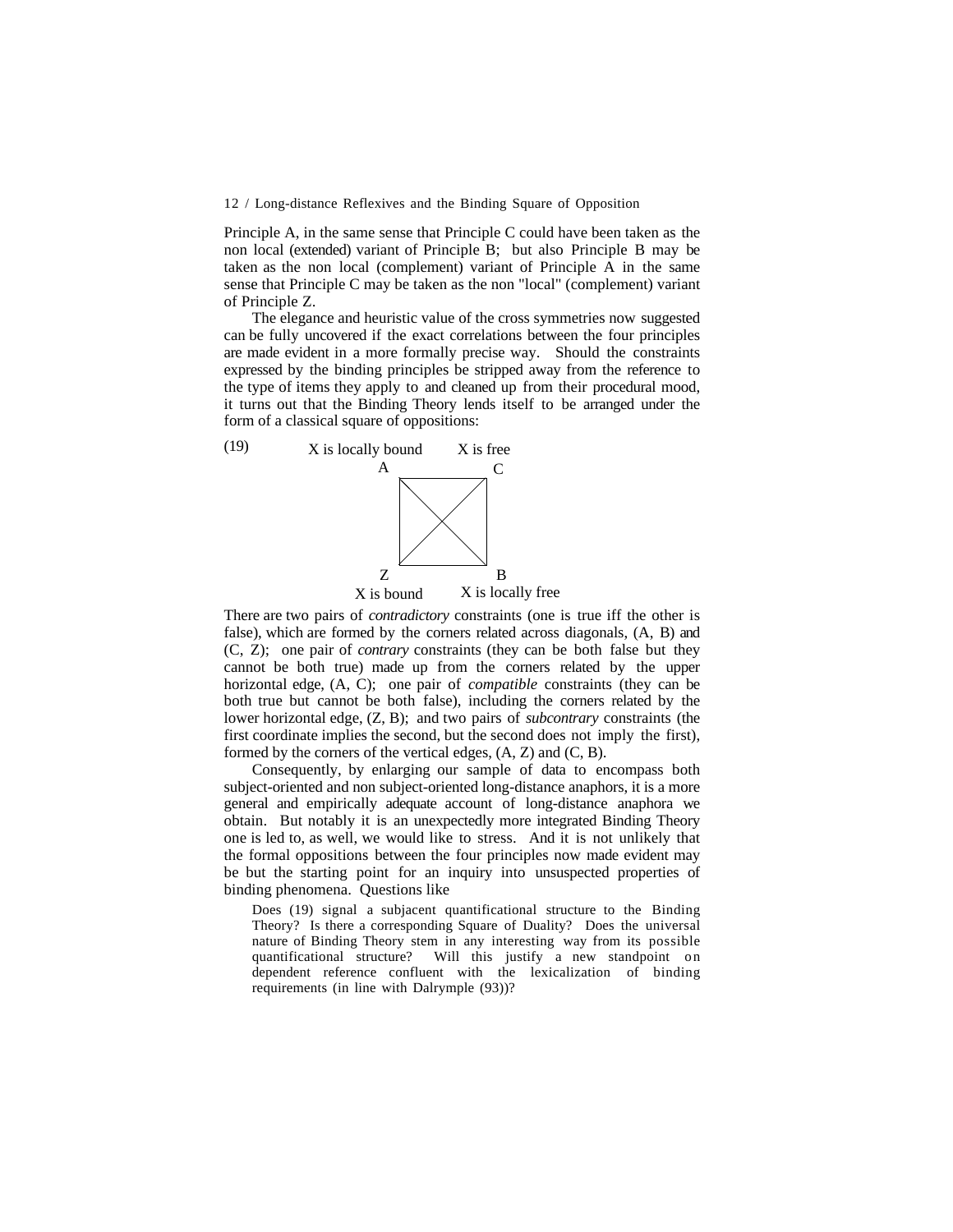Principle A, in the same sense that Principle C could have been taken as the non local (extended) variant of Principle B; but also Principle B may be taken as the non local (complement) variant of Principle A in the same sense that Principle C may be taken as the non "local" (complement) variant of Principle Z.

The elegance and heuristic value of the cross symmetries now suggested can be fully uncovered if the exact correlations between the four principles are made evident in a more formally precise way. Should the constraints expressed by the binding principles be stripped away from the reference to the type of items they apply to and cleaned up from their procedural mood, it turns out that the Binding Theory lends itself to be arranged under the form of a classical square of oppositions:

(19)

```
X is locally bound        X is free
         A                    C
          +------------------+
          | \              / |
          |    \        /    |
          |       \  /       |
          |       /  \       |
          |    /        \    |
          | /              \ |
          +------------------+
         Z                    B
    X is bound          X is locally free
```

There are two pairs of *contradictory* constraints (one is true iff the other is false), which are formed by the corners related across diagonals, (A, B) and (C, Z); one pair of *contrary* constraints (they can be both false but they cannot be both true) made up from the corners related by the upper horizontal edge, (A, C); one pair of *compatible* constraints (they can be both true but cannot be both false), including the corners related by the lower horizontal edge, (Z, B); and two pairs of *subcontrary* constraints (the first coordinate implies the second, but the second does not imply the first), formed by the corners of the vertical edges, (A, Z) and (C, B).

Consequently, by enlarging our sample of data to encompass both subject-oriented and non subject-oriented long-distance anaphors, it is a more general and empirically adequate account of long-distance anaphora we obtain. But notably it is an unexpectedly more integrated Binding Theory one is led to, as well, we would like to stress. And it is not unlikely that the formal oppositions between the four principles now made evident may be but the starting point for an inquiry into unsuspected properties of binding phenomena. Questions like

> Does (19) signal a subjacent quantificational structure to the Binding Theory? Is there a corresponding Square of Duality? Does the universal nature of Binding Theory stem in any interesting way from its possible quantificational structure? Will this justify a new standpoint on dependent reference confluent with the lexicalization of binding requirements (in line with Dalrymple (93))?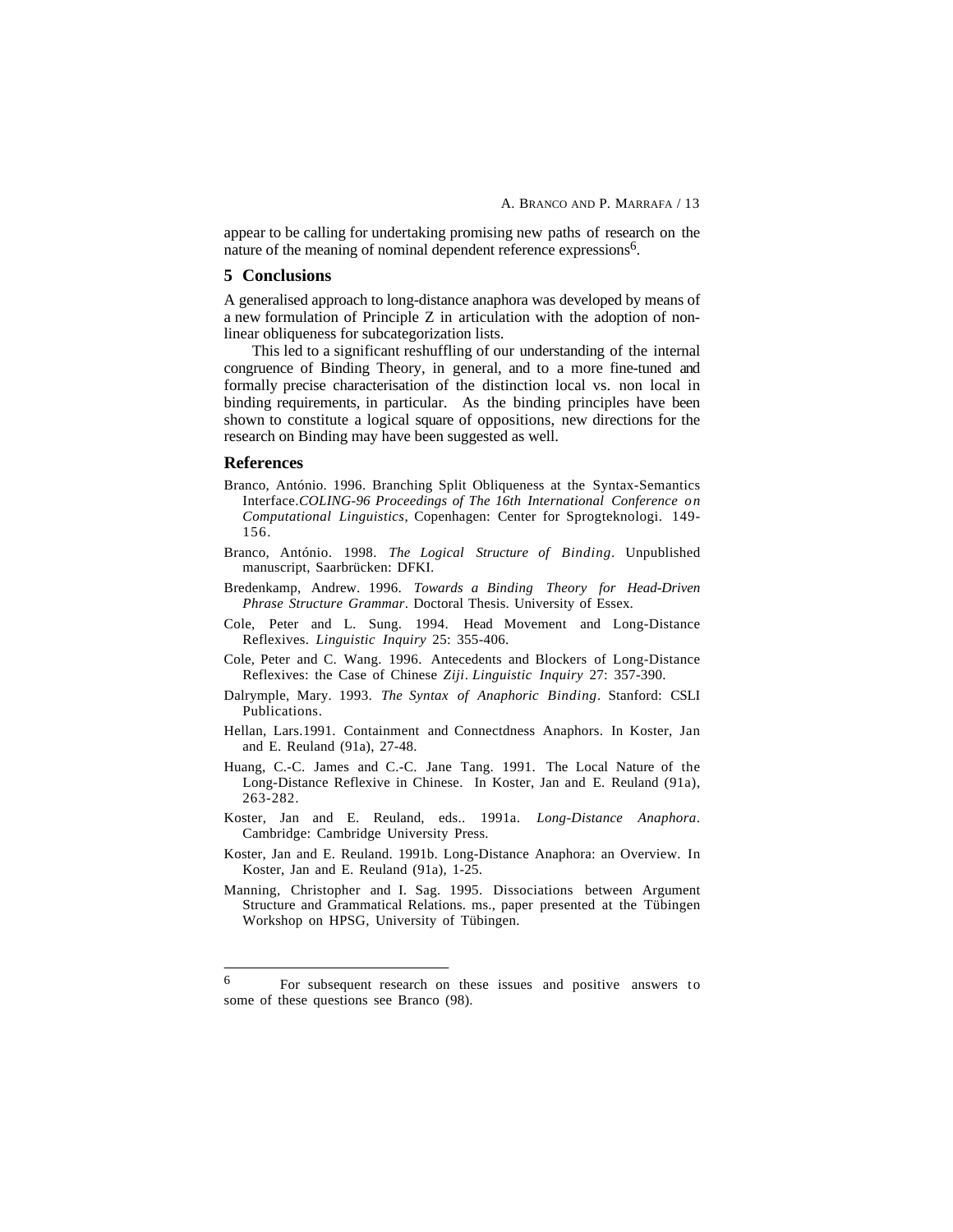appear to be calling for undertaking promising new paths of research on the nature of the meaning of nominal dependent reference expressions[6].

## 5 Conclusions

A generalised approach to long-distance anaphora was developed by means of a new formulation of Principle Z in articulation with the adoption of non-linear obliqueness for subcategorization lists.

This led to a significant reshuffling of our understanding of the internal congruence of Binding Theory, in general, and to a more fine-tuned and formally precise characterisation of the distinction local vs. non local in binding requirements, in particular. As the binding principles have been shown to constitute a logical square of oppositions, new directions for the research on Binding may have been suggested as well.

## References

Branco, António. 1996. Branching Split Obliqueness at the Syntax-Semantics Interface.*COLING-96 Proceedings of The 16th International Conference on Computational Linguistics*, Copenhagen: Center for Sprogteknologi. 149-156.

Branco, António. 1998. *The Logical Structure of Binding*. Unpublished manuscript, Saarbrücken: DFKI.

Bredenkamp, Andrew. 1996. *Towards a Binding Theory for Head-Driven Phrase Structure Grammar*. Doctoral Thesis. University of Essex.

Cole, Peter and L. Sung. 1994. Head Movement and Long-Distance Reflexives. *Linguistic Inquiry* 25: 355-406.

Cole, Peter and C. Wang. 1996. Antecedents and Blockers of Long-Distance Reflexives: the Case of Chinese *Ziji*. *Linguistic Inquiry* 27: 357-390.

Dalrymple, Mary. 1993. *The Syntax of Anaphoric Binding*. Stanford: CSLI Publications.

Hellan, Lars.1991. Containment and Connectdness Anaphors. In Koster, Jan and E. Reuland (91a), 27-48.

Huang, C.-C. James and C.-C. Jane Tang. 1991. The Local Nature of the Long-Distance Reflexive in Chinese. In Koster, Jan and E. Reuland (91a), 263-282.

Koster, Jan and E. Reuland, eds.. 1991a. *Long-Distance Anaphora*. Cambridge: Cambridge University Press.

Koster, Jan and E. Reuland. 1991b. Long-Distance Anaphora: an Overview. In Koster, Jan and E. Reuland (91a), 1-25.

Manning, Christopher and I. Sag. 1995. Dissociations between Argument Structure and Grammatical Relations. ms., paper presented at the Tübingen Workshop on HPSG, University of Tübingen.

---

[6] For subsequent research on these issues and positive answers to some of these questions see Branco (98).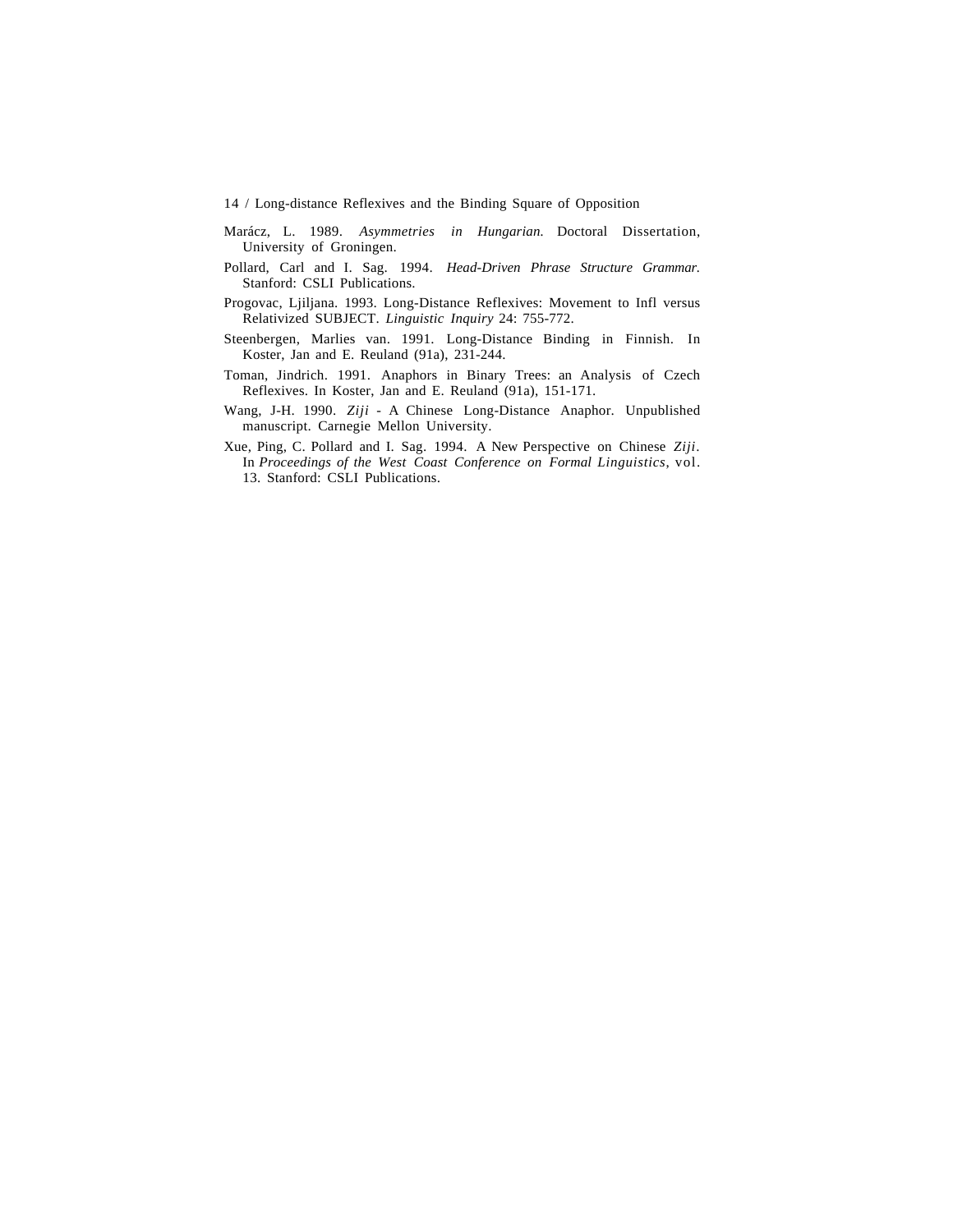Marácz, L. 1989. *Asymmetries in Hungarian.* Doctoral Dissertation, University of Groningen.

Pollard, Carl and I. Sag. 1994. *Head-Driven Phrase Structure Grammar.* Stanford: CSLI Publications.

Progovac, Ljiljana. 1993. Long-Distance Reflexives: Movement to Infl versus Relativized SUBJECT. *Linguistic Inquiry* 24: 755-772.

Steenbergen, Marlies van. 1991. Long-Distance Binding in Finnish. In Koster, Jan and E. Reuland (91a), 231-244.

Toman, Jindrich. 1991. Anaphors in Binary Trees: an Analysis of Czech Reflexives. In Koster, Jan and E. Reuland (91a), 151-171.

Wang, J-H. 1990. *Ziji* - A Chinese Long-Distance Anaphor. Unpublished manuscript. Carnegie Mellon University.

Xue, Ping, C. Pollard and I. Sag. 1994. A New Perspective on Chinese *Ziji*. In *Proceedings of the West Coast Conference on Formal Linguistics*, vol. 13. Stanford: CSLI Publications.